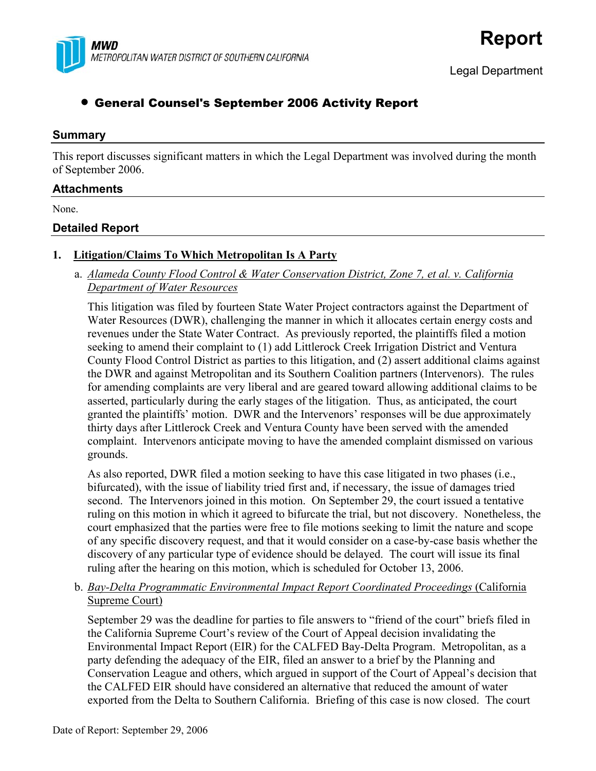MWD
METROPOLITAN WATER DISTRICT OF SOUTHERN CALIFORNIA

# Report

Legal Department

## • General Counsel's September 2006 Activity Report

### Summary

This report discusses significant matters in which the Legal Department was involved during the month of September 2006.

### Attachments

None.

### Detailed Report

**1. Litigation/Claims To Which Metropolitan Is A Party**

a. *Alameda County Flood Control & Water Conservation District, Zone 7, et al. v. California Department of Water Resources*

This litigation was filed by fourteen State Water Project contractors against the Department of Water Resources (DWR), challenging the manner in which it allocates certain energy costs and revenues under the State Water Contract. As previously reported, the plaintiffs filed a motion seeking to amend their complaint to (1) add Littlerock Creek Irrigation District and Ventura County Flood Control District as parties to this litigation, and (2) assert additional claims against the DWR and against Metropolitan and its Southern Coalition partners (Intervenors). The rules for amending complaints are very liberal and are geared toward allowing additional claims to be asserted, particularly during the early stages of the litigation. Thus, as anticipated, the court granted the plaintiffs' motion. DWR and the Intervenors' responses will be due approximately thirty days after Littlerock Creek and Ventura County have been served with the amended complaint. Intervenors anticipate moving to have the amended complaint dismissed on various grounds.

As also reported, DWR filed a motion seeking to have this case litigated in two phases (i.e., bifurcated), with the issue of liability tried first and, if necessary, the issue of damages tried second. The Intervenors joined in this motion. On September 29, the court issued a tentative ruling on this motion in which it agreed to bifurcate the trial, but not discovery. Nonetheless, the court emphasized that the parties were free to file motions seeking to limit the nature and scope of any specific discovery request, and that it would consider on a case-by-case basis whether the discovery of any particular type of evidence should be delayed. The court will issue its final ruling after the hearing on this motion, which is scheduled for October 13, 2006.

b. *Bay-Delta Programmatic Environmental Impact Report Coordinated Proceedings* (California Supreme Court)

September 29 was the deadline for parties to file answers to "friend of the court" briefs filed in the California Supreme Court's review of the Court of Appeal decision invalidating the Environmental Impact Report (EIR) for the CALFED Bay-Delta Program. Metropolitan, as a party defending the adequacy of the EIR, filed an answer to a brief by the Planning and Conservation League and others, which argued in support of the Court of Appeal's decision that the CALFED EIR should have considered an alternative that reduced the amount of water exported from the Delta to Southern California. Briefing of this case is now closed. The court

Date of Report: September 29, 2006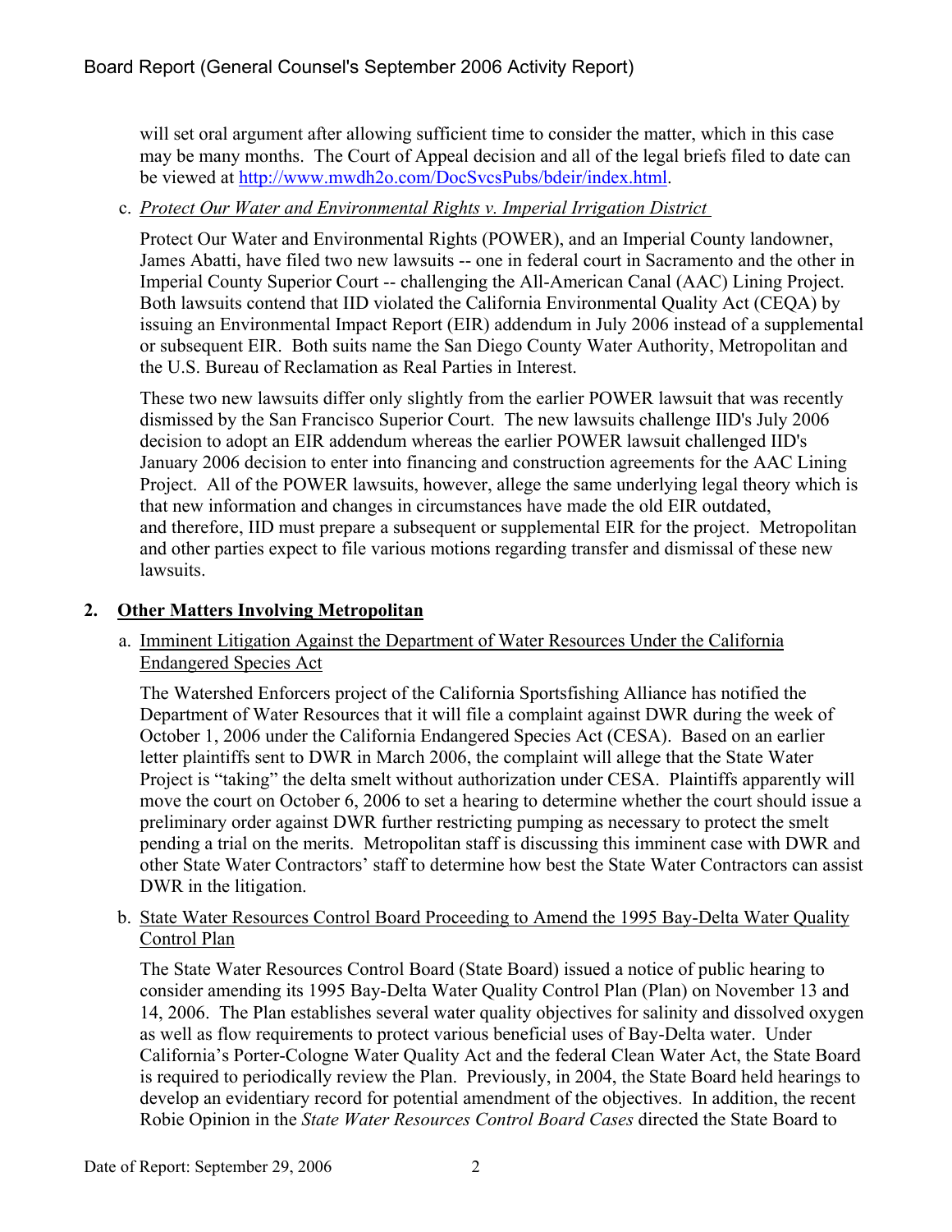will set oral argument after allowing sufficient time to consider the matter, which in this case may be many months. The Court of Appeal decision and all of the legal briefs filed to date can be viewed at http://www.mwdh2o.com/DocSvcsPubs/bdeir/index.html.

c. *Protect Our Water and Environmental Rights v. Imperial Irrigation District*

Protect Our Water and Environmental Rights (POWER), and an Imperial County landowner, James Abatti, have filed two new lawsuits -- one in federal court in Sacramento and the other in Imperial County Superior Court -- challenging the All-American Canal (AAC) Lining Project. Both lawsuits contend that IID violated the California Environmental Quality Act (CEQA) by issuing an Environmental Impact Report (EIR) addendum in July 2006 instead of a supplemental or subsequent EIR. Both suits name the San Diego County Water Authority, Metropolitan and the U.S. Bureau of Reclamation as Real Parties in Interest.

These two new lawsuits differ only slightly from the earlier POWER lawsuit that was recently dismissed by the San Francisco Superior Court. The new lawsuits challenge IID's July 2006 decision to adopt an EIR addendum whereas the earlier POWER lawsuit challenged IID's January 2006 decision to enter into financing and construction agreements for the AAC Lining Project. All of the POWER lawsuits, however, allege the same underlying legal theory which is that new information and changes in circumstances have made the old EIR outdated, and therefore, IID must prepare a subsequent or supplemental EIR for the project. Metropolitan and other parties expect to file various motions regarding transfer and dismissal of these new lawsuits.

## 2. Other Matters Involving Metropolitan

a. Imminent Litigation Against the Department of Water Resources Under the California Endangered Species Act

The Watershed Enforcers project of the California Sportsfishing Alliance has notified the Department of Water Resources that it will file a complaint against DWR during the week of October 1, 2006 under the California Endangered Species Act (CESA). Based on an earlier letter plaintiffs sent to DWR in March 2006, the complaint will allege that the State Water Project is "taking" the delta smelt without authorization under CESA. Plaintiffs apparently will move the court on October 6, 2006 to set a hearing to determine whether the court should issue a preliminary order against DWR further restricting pumping as necessary to protect the smelt pending a trial on the merits. Metropolitan staff is discussing this imminent case with DWR and other State Water Contractors' staff to determine how best the State Water Contractors can assist DWR in the litigation.

b. State Water Resources Control Board Proceeding to Amend the 1995 Bay-Delta Water Quality Control Plan

The State Water Resources Control Board (State Board) issued a notice of public hearing to consider amending its 1995 Bay-Delta Water Quality Control Plan (Plan) on November 13 and 14, 2006. The Plan establishes several water quality objectives for salinity and dissolved oxygen as well as flow requirements to protect various beneficial uses of Bay-Delta water. Under California's Porter-Cologne Water Quality Act and the federal Clean Water Act, the State Board is required to periodically review the Plan. Previously, in 2004, the State Board held hearings to develop an evidentiary record for potential amendment of the objectives. In addition, the recent Robie Opinion in the *State Water Resources Control Board Cases* directed the State Board to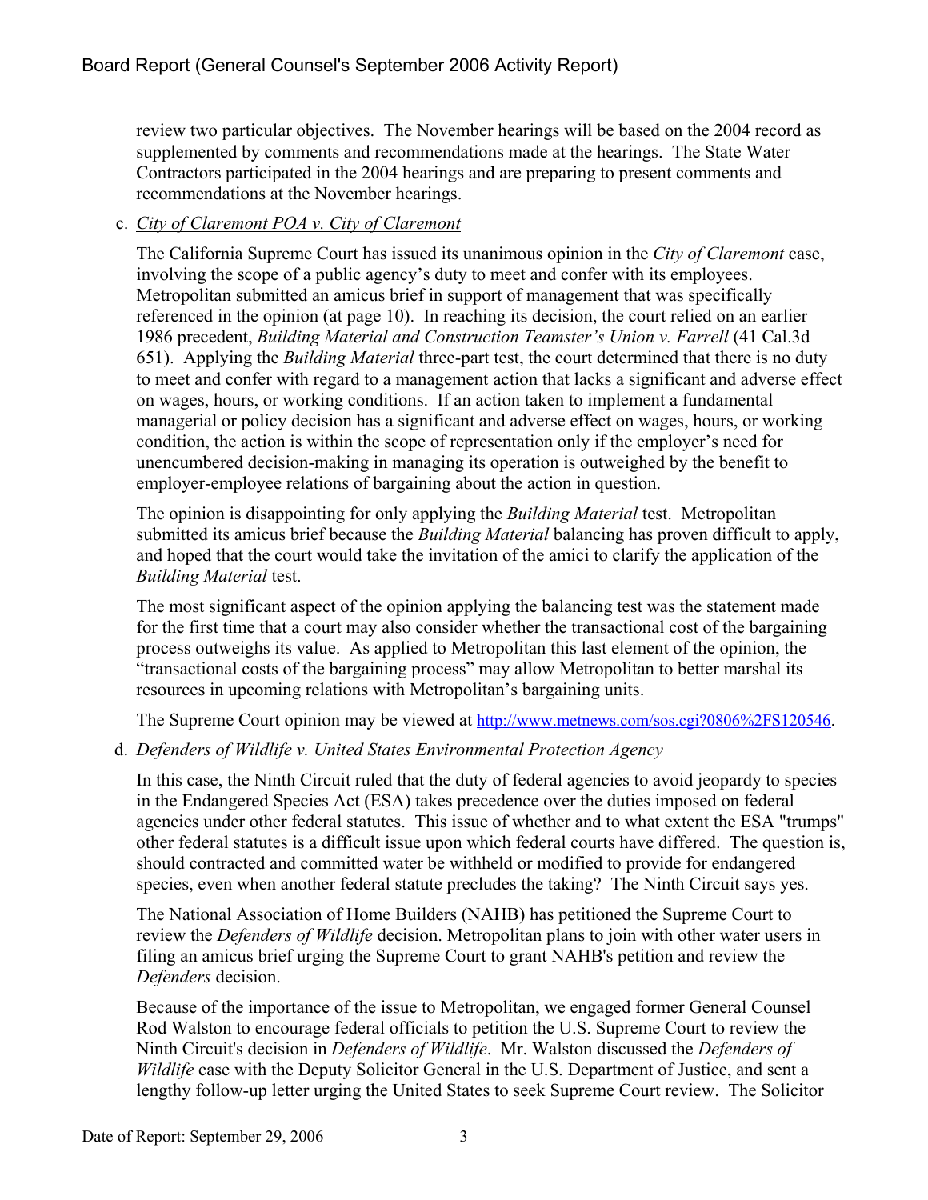review two particular objectives. The November hearings will be based on the 2004 record as supplemented by comments and recommendations made at the hearings. The State Water Contractors participated in the 2004 hearings and are preparing to present comments and recommendations at the November hearings.

c. *City of Claremont POA v. City of Claremont*

The California Supreme Court has issued its unanimous opinion in the *City of Claremont* case, involving the scope of a public agency's duty to meet and confer with its employees. Metropolitan submitted an amicus brief in support of management that was specifically referenced in the opinion (at page 10). In reaching its decision, the court relied on an earlier 1986 precedent, *Building Material and Construction Teamster's Union v. Farrell* (41 Cal.3d 651). Applying the *Building Material* three-part test, the court determined that there is no duty to meet and confer with regard to a management action that lacks a significant and adverse effect on wages, hours, or working conditions. If an action taken to implement a fundamental managerial or policy decision has a significant and adverse effect on wages, hours, or working condition, the action is within the scope of representation only if the employer's need for unencumbered decision-making in managing its operation is outweighed by the benefit to employer-employee relations of bargaining about the action in question.

The opinion is disappointing for only applying the *Building Material* test. Metropolitan submitted its amicus brief because the *Building Material* balancing has proven difficult to apply, and hoped that the court would take the invitation of the amici to clarify the application of the *Building Material* test.

The most significant aspect of the opinion applying the balancing test was the statement made for the first time that a court may also consider whether the transactional cost of the bargaining process outweighs its value. As applied to Metropolitan this last element of the opinion, the "transactional costs of the bargaining process" may allow Metropolitan to better marshal its resources in upcoming relations with Metropolitan's bargaining units.

The Supreme Court opinion may be viewed at http://www.metnews.com/sos.cgi?0806%2FS120546.

d. *Defenders of Wildlife v. United States Environmental Protection Agency*

In this case, the Ninth Circuit ruled that the duty of federal agencies to avoid jeopardy to species in the Endangered Species Act (ESA) takes precedence over the duties imposed on federal agencies under other federal statutes. This issue of whether and to what extent the ESA "trumps" other federal statutes is a difficult issue upon which federal courts have differed. The question is, should contracted and committed water be withheld or modified to provide for endangered species, even when another federal statute precludes the taking? The Ninth Circuit says yes.

The National Association of Home Builders (NAHB) has petitioned the Supreme Court to review the *Defenders of Wildlife* decision. Metropolitan plans to join with other water users in filing an amicus brief urging the Supreme Court to grant NAHB's petition and review the *Defenders* decision.

Because of the importance of the issue to Metropolitan, we engaged former General Counsel Rod Walston to encourage federal officials to petition the U.S. Supreme Court to review the Ninth Circuit's decision in *Defenders of Wildlife*. Mr. Walston discussed the *Defenders of Wildlife* case with the Deputy Solicitor General in the U.S. Department of Justice, and sent a lengthy follow-up letter urging the United States to seek Supreme Court review. The Solicitor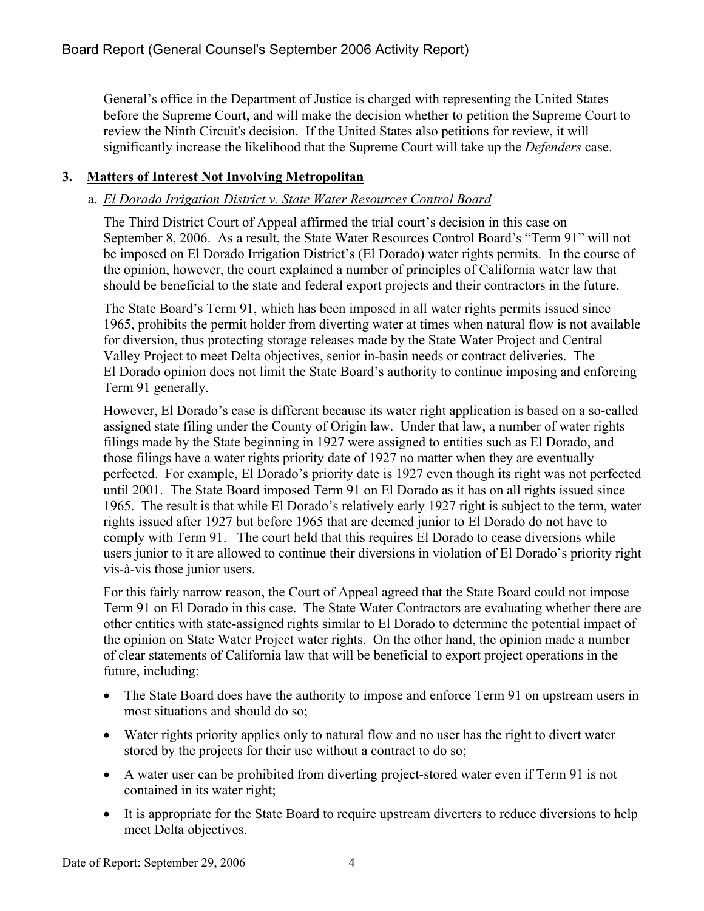General's office in the Department of Justice is charged with representing the United States before the Supreme Court, and will make the decision whether to petition the Supreme Court to review the Ninth Circuit's decision. If the United States also petitions for review, it will significantly increase the likelihood that the Supreme Court will take up the *Defenders* case.

## 3. Matters of Interest Not Involving Metropolitan

### a. *El Dorado Irrigation District v. State Water Resources Control Board*

The Third District Court of Appeal affirmed the trial court's decision in this case on September 8, 2006. As a result, the State Water Resources Control Board's "Term 91" will not be imposed on El Dorado Irrigation District's (El Dorado) water rights permits. In the course of the opinion, however, the court explained a number of principles of California water law that should be beneficial to the state and federal export projects and their contractors in the future.

The State Board's Term 91, which has been imposed in all water rights permits issued since 1965, prohibits the permit holder from diverting water at times when natural flow is not available for diversion, thus protecting storage releases made by the State Water Project and Central Valley Project to meet Delta objectives, senior in-basin needs or contract deliveries. The El Dorado opinion does not limit the State Board's authority to continue imposing and enforcing Term 91 generally.

However, El Dorado's case is different because its water right application is based on a so-called assigned state filing under the County of Origin law. Under that law, a number of water rights filings made by the State beginning in 1927 were assigned to entities such as El Dorado, and those filings have a water rights priority date of 1927 no matter when they are eventually perfected. For example, El Dorado's priority date is 1927 even though its right was not perfected until 2001. The State Board imposed Term 91 on El Dorado as it has on all rights issued since 1965. The result is that while El Dorado's relatively early 1927 right is subject to the term, water rights issued after 1927 but before 1965 that are deemed junior to El Dorado do not have to comply with Term 91. The court held that this requires El Dorado to cease diversions while users junior to it are allowed to continue their diversions in violation of El Dorado's priority right vis-à-vis those junior users.

For this fairly narrow reason, the Court of Appeal agreed that the State Board could not impose Term 91 on El Dorado in this case. The State Water Contractors are evaluating whether there are other entities with state-assigned rights similar to El Dorado to determine the potential impact of the opinion on State Water Project water rights. On the other hand, the opinion made a number of clear statements of California law that will be beneficial to export project operations in the future, including:

- The State Board does have the authority to impose and enforce Term 91 on upstream users in most situations and should do so;
- Water rights priority applies only to natural flow and no user has the right to divert water stored by the projects for their use without a contract to do so;
- A water user can be prohibited from diverting project-stored water even if Term 91 is not contained in its water right;
- It is appropriate for the State Board to require upstream diverters to reduce diversions to help meet Delta objectives.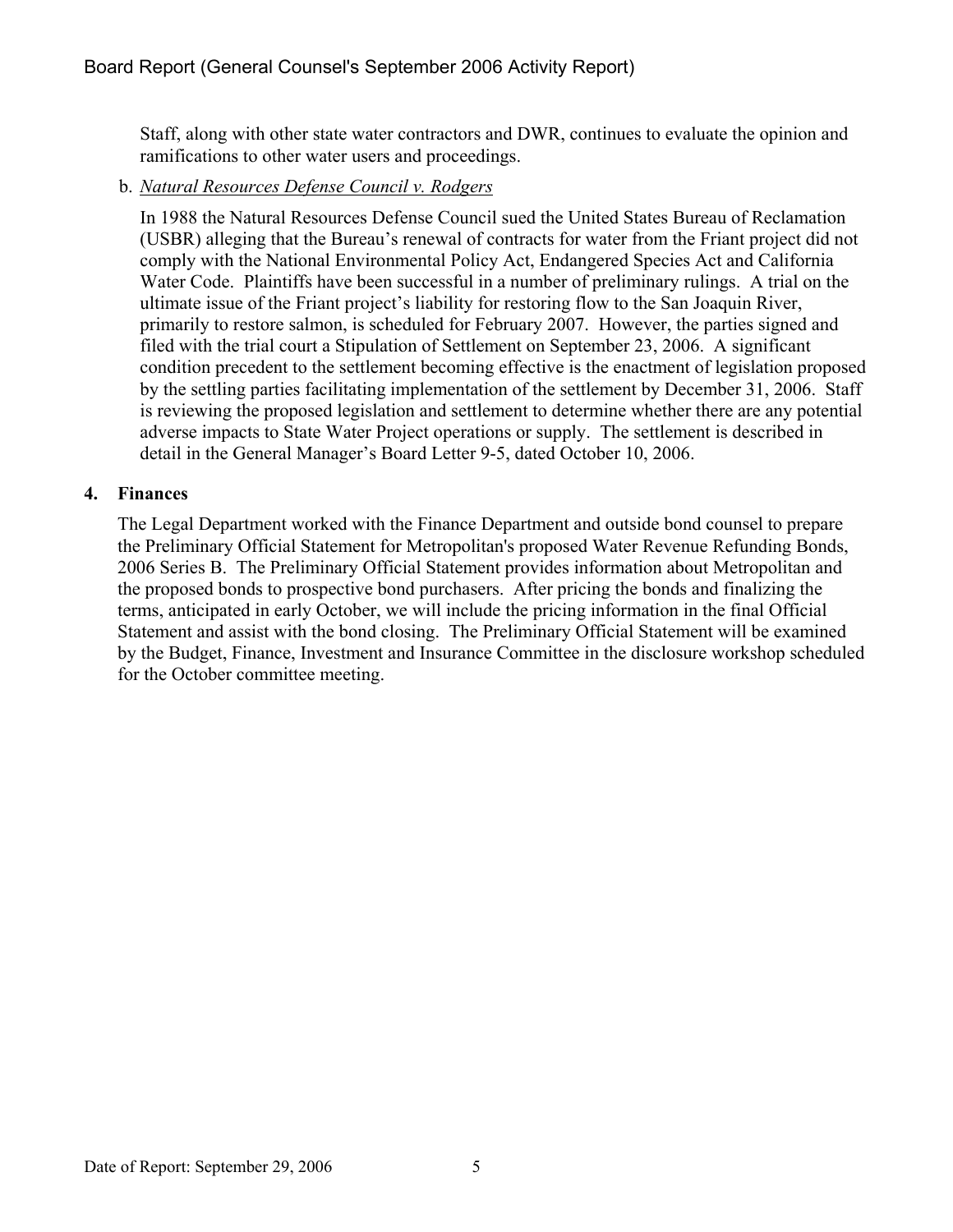Staff, along with other state water contractors and DWR, continues to evaluate the opinion and ramifications to other water users and proceedings.

b. *Natural Resources Defense Council v. Rodgers*

In 1988 the Natural Resources Defense Council sued the United States Bureau of Reclamation (USBR) alleging that the Bureau's renewal of contracts for water from the Friant project did not comply with the National Environmental Policy Act, Endangered Species Act and California Water Code. Plaintiffs have been successful in a number of preliminary rulings. A trial on the ultimate issue of the Friant project's liability for restoring flow to the San Joaquin River, primarily to restore salmon, is scheduled for February 2007. However, the parties signed and filed with the trial court a Stipulation of Settlement on September 23, 2006. A significant condition precedent to the settlement becoming effective is the enactment of legislation proposed by the settling parties facilitating implementation of the settlement by December 31, 2006. Staff is reviewing the proposed legislation and settlement to determine whether there are any potential adverse impacts to State Water Project operations or supply. The settlement is described in detail in the General Manager's Board Letter 9-5, dated October 10, 2006.

## 4. Finances

The Legal Department worked with the Finance Department and outside bond counsel to prepare the Preliminary Official Statement for Metropolitan's proposed Water Revenue Refunding Bonds, 2006 Series B. The Preliminary Official Statement provides information about Metropolitan and the proposed bonds to prospective bond purchasers. After pricing the bonds and finalizing the terms, anticipated in early October, we will include the pricing information in the final Official Statement and assist with the bond closing. The Preliminary Official Statement will be examined by the Budget, Finance, Investment and Insurance Committee in the disclosure workshop scheduled for the October committee meeting.